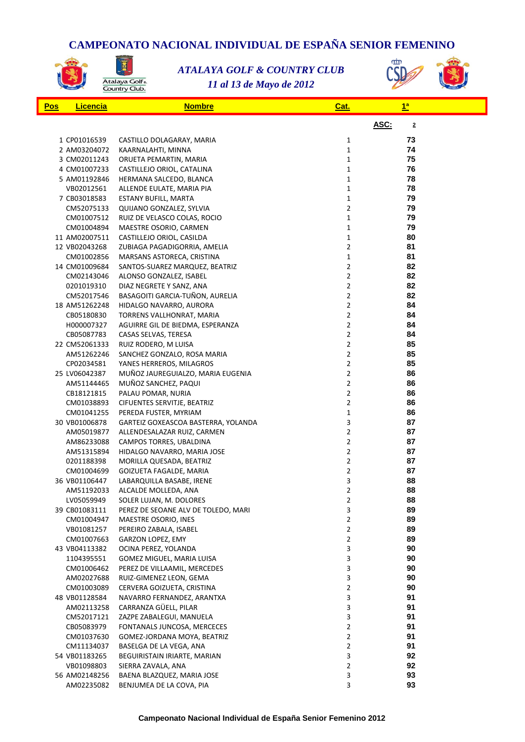# CAMPEONATO NACIONAL INDIVIDUAL DE ESPAÑA SENIOR FEMENINO

*ATALAYA GOLF & COUNTRY CLUB*

*11 al 13 de Mayo de 2012*

| Pos | Licencia | Nombre | Cat. | 1ª |
|---|---|---|---|---|
| | | | ASC: | 2 |
| 1 | CP01016539 | CASTILLO DOLAGARAY, MARIA | 1 | 73 |
| 2 | AM03204072 | KAARNALAHTI, MINNA | 1 | 74 |
| 3 | CM02011243 | ORUETA PEMARTIN, MARIA | 1 | 75 |
| 4 | CM01007233 | CASTILLEJO ORIOL, CATALINA | 1 | 76 |
| 5 | AM01192846 | HERMANA SALCEDO, BLANCA | 1 | 78 |
| | VB02012561 | ALLENDE EULATE, MARIA PIA | 1 | 78 |
| 7 | CB03018583 | ESTANY BUFILL, MARTA | 1 | 79 |
| | CM52075133 | QUIJANO GONZALEZ, SYLVIA | 2 | 79 |
| | CM01007512 | RUIZ DE VELASCO COLAS, ROCIO | 1 | 79 |
| | CM01004894 | MAESTRE OSORIO, CARMEN | 1 | 79 |
| 11 | AM02007511 | CASTILLEJO ORIOL, CASILDA | 1 | 80 |
| 12 | VB02043268 | ZUBIAGA PAGADIGORRIA, AMELIA | 2 | 81 |
| | CM01002856 | MARSANS ASTORECA, CRISTINA | 1 | 81 |
| 14 | CM01009684 | SANTOS-SUAREZ MARQUEZ, BEATRIZ | 2 | 82 |
| | CM02143046 | ALONSO GONZALEZ, ISABEL | 2 | 82 |
| | 0201019310 | DIAZ NEGRETE Y SANZ, ANA | 2 | 82 |
| | CM52017546 | BASAGOITI GARCIA-TUÑON, AURELIA | 2 | 82 |
| 18 | AM51262248 | HIDALGO NAVARRO, AURORA | 2 | 84 |
| | CB05180830 | TORRENS VALLHONRAT, MARIA | 2 | 84 |
| | H000007327 | AGUIRRE GIL DE BIEDMA, ESPERANZA | 2 | 84 |
| | CB05087783 | CASAS SELVAS, TERESA | 2 | 84 |
| 22 | CM52061333 | RUIZ RODERO, M LUISA | 2 | 85 |
| | AM51262246 | SANCHEZ GONZALO, ROSA MARIA | 2 | 85 |
| | CP02034581 | YANES HERREROS, MILAGROS | 2 | 85 |
| 25 | LV06042387 | MUÑOZ JAUREGUIALZO, MARIA EUGENIA | 2 | 86 |
| | AM51144465 | MUÑOZ SANCHEZ, PAQUI | 2 | 86 |
| | CB18121815 | PALAU POMAR, NURIA | 2 | 86 |
| | CM01038893 | CIFUENTES SERVITJE, BEATRIZ | 2 | 86 |
| | CM01041255 | PEREDA FUSTER, MYRIAM | 1 | 86 |
| 30 | VB01006878 | GARTEIZ GOXEASCOA BASTERRA, YOLANDA | 3 | 87 |
| | AM05019877 | ALLENDESALAZAR RUIZ, CARMEN | 2 | 87 |
| | AM86233088 | CAMPOS TORRES, UBALDINA | 2 | 87 |
| | AM51315894 | HIDALGO NAVARRO, MARIA JOSE | 2 | 87 |
| | 0201188398 | MORILLA QUESADA, BEATRIZ | 2 | 87 |
| | CM01004699 | GOIZUETA FAGALDE, MARIA | 2 | 87 |
| 36 | VB01106447 | LABARQUILLA BASABE, IRENE | 3 | 88 |
| | AM51192033 | ALCALDE MOLLEDA, ANA | 2 | 88 |
| | LV05059949 | SOLER LUJAN, M. DOLORES | 2 | 88 |
| 39 | CB01083111 | PEREZ DE SEOANE ALV DE TOLEDO, MARI | 3 | 89 |
| | CM01004947 | MAESTRE OSORIO, INES | 2 | 89 |
| | VB01081257 | PEREIRO ZABALA, ISABEL | 2 | 89 |
| | CM01007663 | GARZON LOPEZ, EMY | 2 | 89 |
| 43 | VB04113382 | OCINA PEREZ, YOLANDA | 3 | 90 |
| | 1104395551 | GOMEZ MIGUEL, MARIA LUISA | 3 | 90 |
| | CM01006462 | PEREZ DE VILLAAMIL, MERCEDES | 3 | 90 |
| | AM02027688 | RUIZ-GIMENEZ LEON, GEMA | 3 | 90 |
| | CM01003089 | CERVERA GOIZUETA, CRISTINA | 2 | 90 |
| 48 | VB01128584 | NAVARRO FERNANDEZ, ARANTXA | 3 | 91 |
| | AM02113258 | CARRANZA GÜELL, PILAR | 3 | 91 |
| | CM52017121 | ZAZPE ZABALEGUI, MANUELA | 3 | 91 |
| | CB05083979 | FONTANALS JUNCOSA, MERCECES | 2 | 91 |
| | CM01037630 | GOMEZ-JORDANA MOYA, BEATRIZ | 2 | 91 |
| | CM11134037 | BASELGA DE LA VEGA, ANA | 2 | 91 |
| 54 | VB01183265 | BEGUIRISTAIN IRIARTE, MARIAN | 3 | 92 |
| | VB01098803 | SIERRA ZAVALA, ANA | 2 | 92 |
| 56 | AM02148256 | BAENA BLAZQUEZ, MARIA JOSE | 3 | 93 |
| | AM02235082 | BENJUMEA DE LA COVA, PIA | 3 | 93 |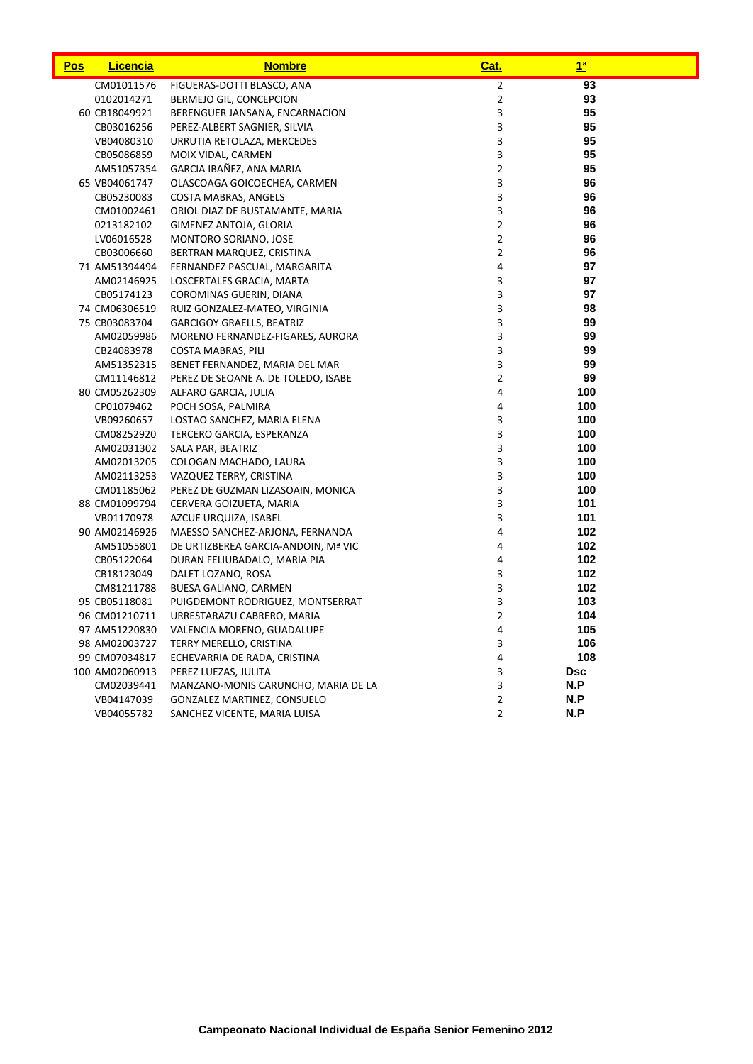| Pos | Licencia | Nombre | Cat. | 1ª |
|---|---|---|---|---|
| | CM01011576 | FIGUERAS-DOTTI BLASCO, ANA | 2 | 93 |
| | 0102014271 | BERMEJO GIL, CONCEPCION | 2 | 93 |
| 60 | CB18049921 | BERENGUER JANSANA, ENCARNACION | 3 | 95 |
| | CB03016256 | PEREZ-ALBERT SAGNIER, SILVIA | 3 | 95 |
| | VB04080310 | URRUTIA RETOLAZA, MERCEDES | 3 | 95 |
| | CB05086859 | MOIX VIDAL, CARMEN | 3 | 95 |
| | AM51057354 | GARCIA IBAÑEZ, ANA MARIA | 2 | 95 |
| 65 | VB04061747 | OLASCOAGA GOICOECHEA, CARMEN | 3 | 96 |
| | CB05230083 | COSTA MABRAS, ANGELS | 3 | 96 |
| | CM01002461 | ORIOL DIAZ DE BUSTAMANTE, MARIA | 3 | 96 |
| | 0213182102 | GIMENEZ ANTOJA, GLORIA | 2 | 96 |
| | LV06016528 | MONTORO SORIANO, JOSE | 2 | 96 |
| | CB03006660 | BERTRAN MARQUEZ, CRISTINA | 2 | 96 |
| 71 | AM51394494 | FERNANDEZ PASCUAL, MARGARITA | 4 | 97 |
| | AM02146925 | LOSCERTALES GRACIA, MARTA | 3 | 97 |
| | CB05174123 | COROMINAS GUERIN, DIANA | 3 | 97 |
| 74 | CM06306519 | RUIZ GONZALEZ-MATEO, VIRGINIA | 3 | 98 |
| 75 | CB03083704 | GARCIGOY GRAELLS, BEATRIZ | 3 | 99 |
| | AM02059986 | MORENO FERNANDEZ-FIGARES, AURORA | 3 | 99 |
| | CB24083978 | COSTA MABRAS, PILI | 3 | 99 |
| | AM51352315 | BENET FERNANDEZ, MARIA DEL MAR | 3 | 99 |
| | CM11146812 | PEREZ DE SEOANE A. DE TOLEDO, ISABE | 2 | 99 |
| 80 | CM05262309 | ALFARO GARCIA, JULIA | 4 | 100 |
| | CP01079462 | POCH SOSA, PALMIRA | 4 | 100 |
| | VB09260657 | LOSTAO SANCHEZ, MARIA ELENA | 3 | 100 |
| | CM08252920 | TERCERO GARCIA, ESPERANZA | 3 | 100 |
| | AM02031302 | SALA PAR, BEATRIZ | 3 | 100 |
| | AM02013205 | COLOGAN MACHADO, LAURA | 3 | 100 |
| | AM02113253 | VAZQUEZ TERRY, CRISTINA | 3 | 100 |
| | CM01185062 | PEREZ DE GUZMAN LIZASOAIN, MONICA | 3 | 100 |
| 88 | CM01099794 | CERVERA GOIZUETA, MARIA | 3 | 101 |
| | VB01170978 | AZCUE URQUIZA, ISABEL | 3 | 101 |
| 90 | AM02146926 | MAESSO SANCHEZ-ARJONA, FERNANDA | 4 | 102 |
| | AM51055801 | DE URTIZBEREA GARCIA-ANDOIN, Mª VIC | 4 | 102 |
| | CB05122064 | DURAN FELIUBADALO, MARIA PIA | 4 | 102 |
| | CB18123049 | DALET LOZANO, ROSA | 3 | 102 |
| | CM81211788 | BUESA GALIANO, CARMEN | 3 | 102 |
| 95 | CB05118081 | PUIGDEMONT RODRIGUEZ, MONTSERRAT | 3 | 103 |
| 96 | CM01210711 | URRESTARAZU CABRERO, MARIA | 2 | 104 |
| 97 | AM51220830 | VALENCIA MORENO, GUADALUPE | 4 | 105 |
| 98 | AM02003727 | TERRY MERELLO, CRISTINA | 3 | 106 |
| 99 | CM07034817 | ECHEVARRIA DE RADA, CRISTINA | 4 | 108 |
| 100 | AM02060913 | PEREZ LUEZAS, JULITA | 3 | Dsc |
| | CM02039441 | MANZANO-MONIS CARUNCHO, MARIA DE LA | 3 | N.P |
| | VB04147039 | GONZALEZ MARTINEZ, CONSUELO | 2 | N.P |
| | VB04055782 | SANCHEZ VICENTE, MARIA LUISA | 2 | N.P |

**Campeonato Nacional Individual de España Senior Femenino 2012**